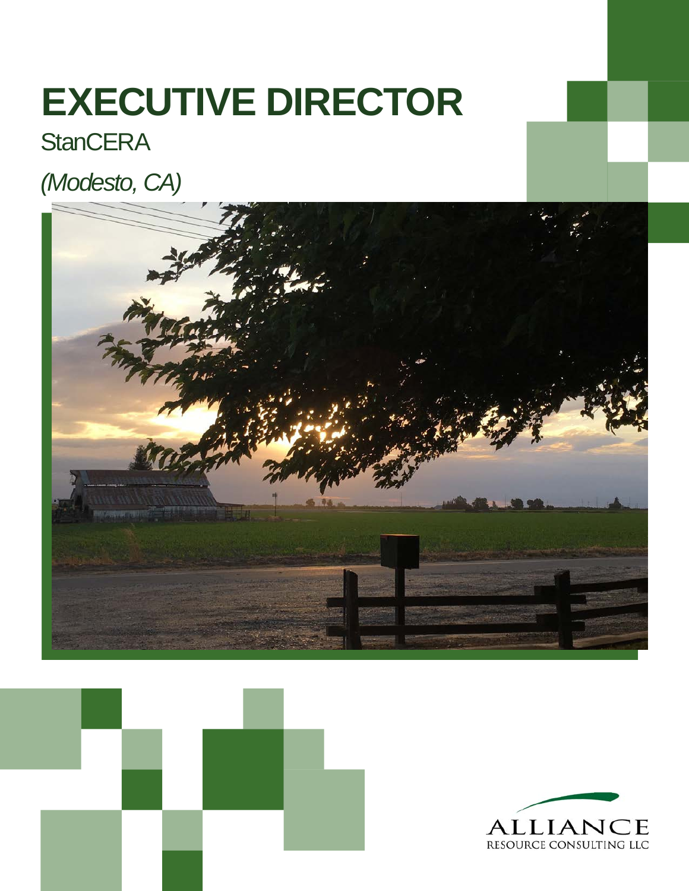# EXECUTIVE DIRECTOR

StanCERA

*(Modesto, CA)*

ALLIANCE
RESOURCE CONSULTING LLC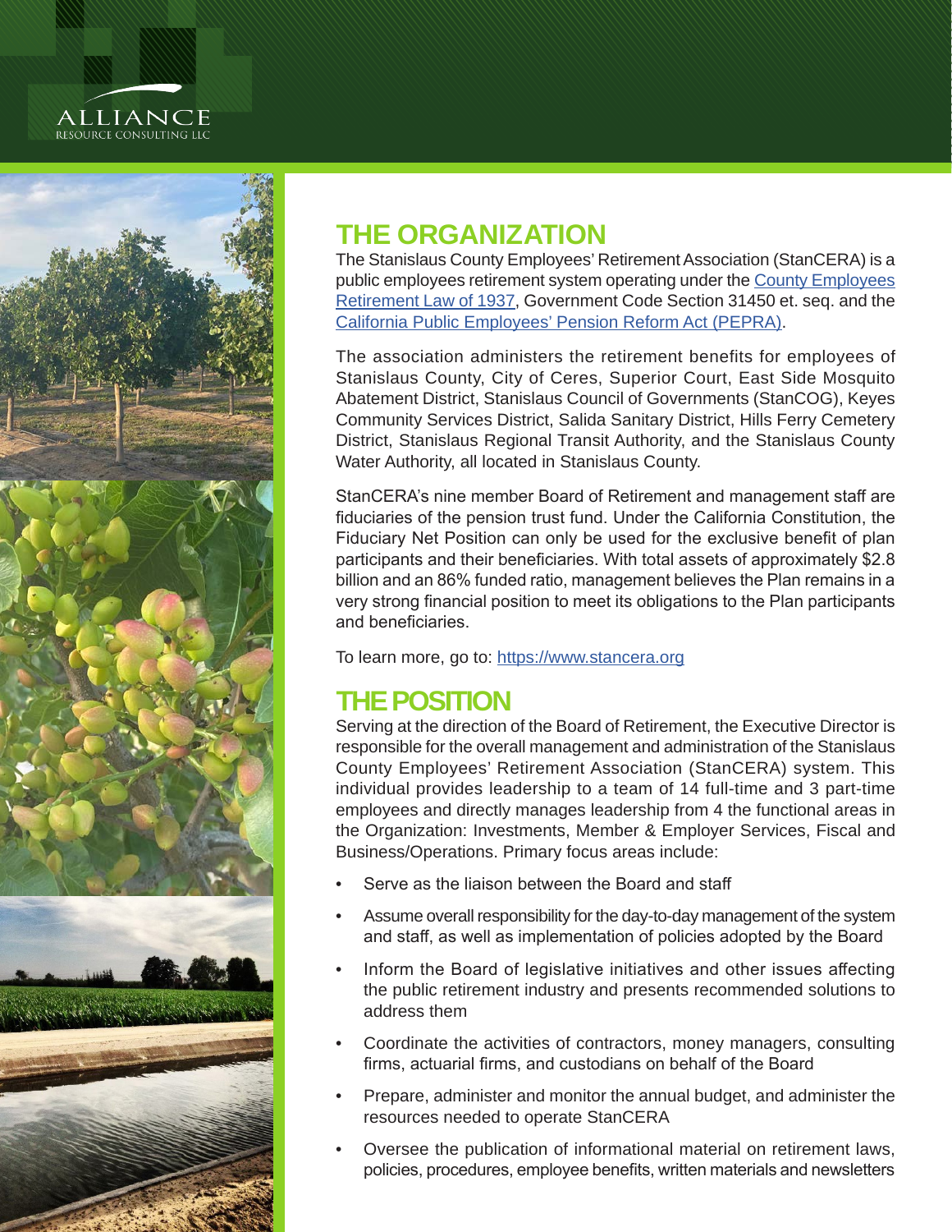## THE ORGANIZATION

The Stanislaus County Employees' Retirement Association (StanCERA) is a public employees retirement system operating under the [County Employees Retirement Law of 1937](), Government Code Section 31450 et. seq. and the [California Public Employees' Pension Reform Act (PEPRA)]().

The association administers the retirement benefits for employees of Stanislaus County, City of Ceres, Superior Court, East Side Mosquito Abatement District, Stanislaus Council of Governments (StanCOG), Keyes Community Services District, Salida Sanitary District, Hills Ferry Cemetery District, Stanislaus Regional Transit Authority, and the Stanislaus County Water Authority, all located in Stanislaus County.

StanCERA's nine member Board of Retirement and management staff are fiduciaries of the pension trust fund. Under the California Constitution, the Fiduciary Net Position can only be used for the exclusive benefit of plan participants and their beneficiaries. With total assets of approximately $2.8 billion and an 86% funded ratio, management believes the Plan remains in a very strong financial position to meet its obligations to the Plan participants and beneficiaries.

To learn more, go to: https://www.stancera.org

## THE POSITION

Serving at the direction of the Board of Retirement, the Executive Director is responsible for the overall management and administration of the Stanislaus County Employees' Retirement Association (StanCERA) system. This individual provides leadership to a team of 14 full-time and 3 part-time employees and directly manages leadership from 4 the functional areas in the Organization: Investments, Member & Employer Services, Fiscal and Business/Operations. Primary focus areas include:

- Serve as the liaison between the Board and staff
- Assume overall responsibility for the day-to-day management of the system and staff, as well as implementation of policies adopted by the Board
- Inform the Board of legislative initiatives and other issues affecting the public retirement industry and presents recommended solutions to address them
- Coordinate the activities of contractors, money managers, consulting firms, actuarial firms, and custodians on behalf of the Board
- Prepare, administer and monitor the annual budget, and administer the resources needed to operate StanCERA
- Oversee the publication of informational material on retirement laws, policies, procedures, employee benefits, written materials and newsletters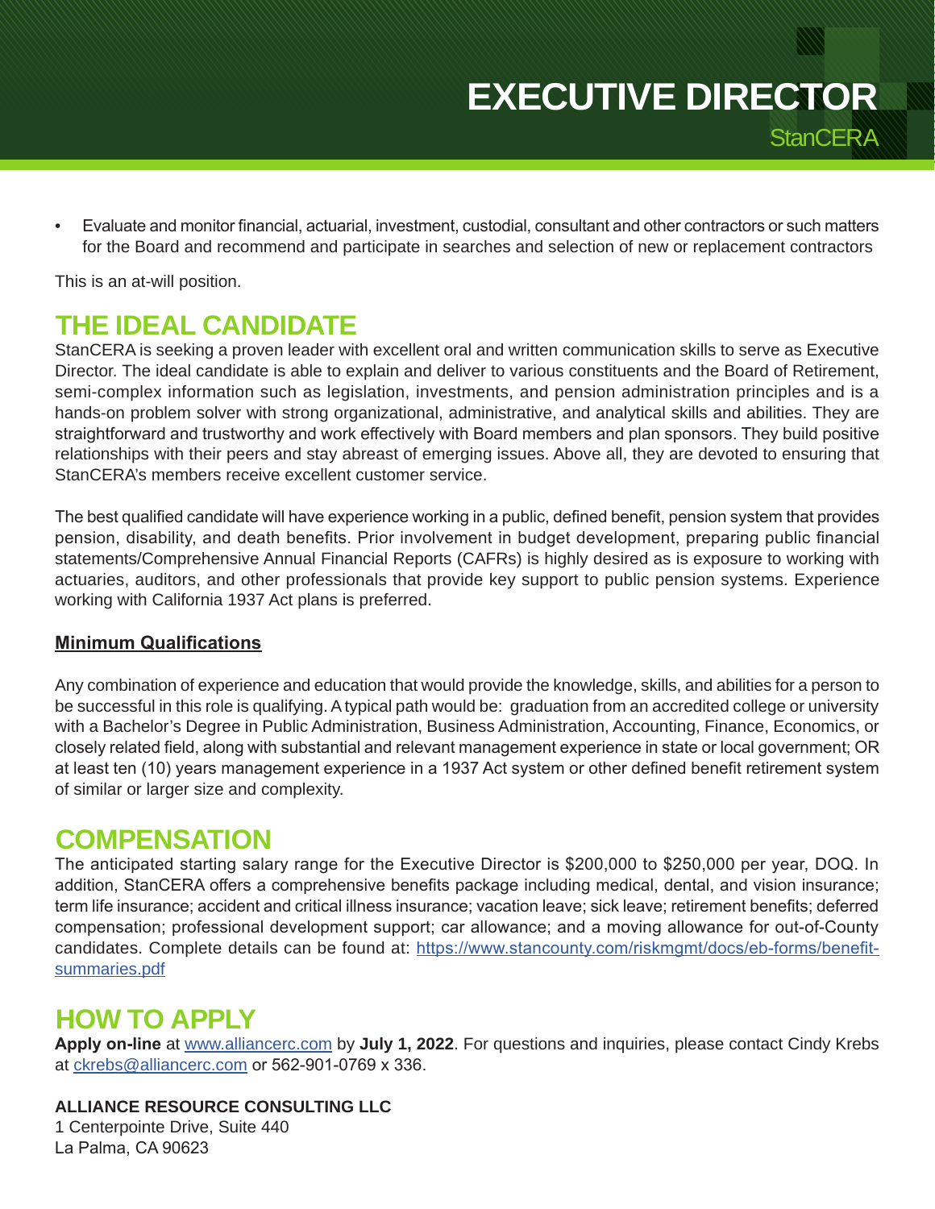- Evaluate and monitor financial, actuarial, investment, custodial, consultant and other contractors or such matters for the Board and recommend and participate in searches and selection of new or replacement contractors

This is an at-will position.

## THE IDEAL CANDIDATE

StanCERA is seeking a proven leader with excellent oral and written communication skills to serve as Executive Director. The ideal candidate is able to explain and deliver to various constituents and the Board of Retirement, semi-complex information such as legislation, investments, and pension administration principles and is a hands-on problem solver with strong organizational, administrative, and analytical skills and abilities. They are straightforward and trustworthy and work effectively with Board members and plan sponsors. They build positive relationships with their peers and stay abreast of emerging issues. Above all, they are devoted to ensuring that StanCERA's members receive excellent customer service.

The best qualified candidate will have experience working in a public, defined benefit, pension system that provides pension, disability, and death benefits. Prior involvement in budget development, preparing public financial statements/Comprehensive Annual Financial Reports (CAFRs) is highly desired as is exposure to working with actuaries, auditors, and other professionals that provide key support to public pension systems. Experience working with California 1937 Act plans is preferred.

### Minimum Qualifications

Any combination of experience and education that would provide the knowledge, skills, and abilities for a person to be successful in this role is qualifying. A typical path would be: graduation from an accredited college or university with a Bachelor's Degree in Public Administration, Business Administration, Accounting, Finance, Economics, or closely related field, along with substantial and relevant management experience in state or local government; OR at least ten (10) years management experience in a 1937 Act system or other defined benefit retirement system of similar or larger size and complexity.

## COMPENSATION

The anticipated starting salary range for the Executive Director is $200,000 to $250,000 per year, DOQ. In addition, StanCERA offers a comprehensive benefits package including medical, dental, and vision insurance; term life insurance; accident and critical illness insurance; vacation leave; sick leave; retirement benefits; deferred compensation; professional development support; car allowance; and a moving allowance for out-of-County candidates. Complete details can be found at: https://www.stancounty.com/riskmgmt/docs/eb-forms/benefit-summaries.pdf

## HOW TO APPLY

**Apply on-line** at www.alliancerc.com by **July 1, 2022**. For questions and inquiries, please contact Cindy Krebs at ckrebs@alliancerc.com or 562-901-0769 x 336.

**ALLIANCE RESOURCE CONSULTING LLC**
1 Centerpointe Drive, Suite 440
La Palma, CA 90623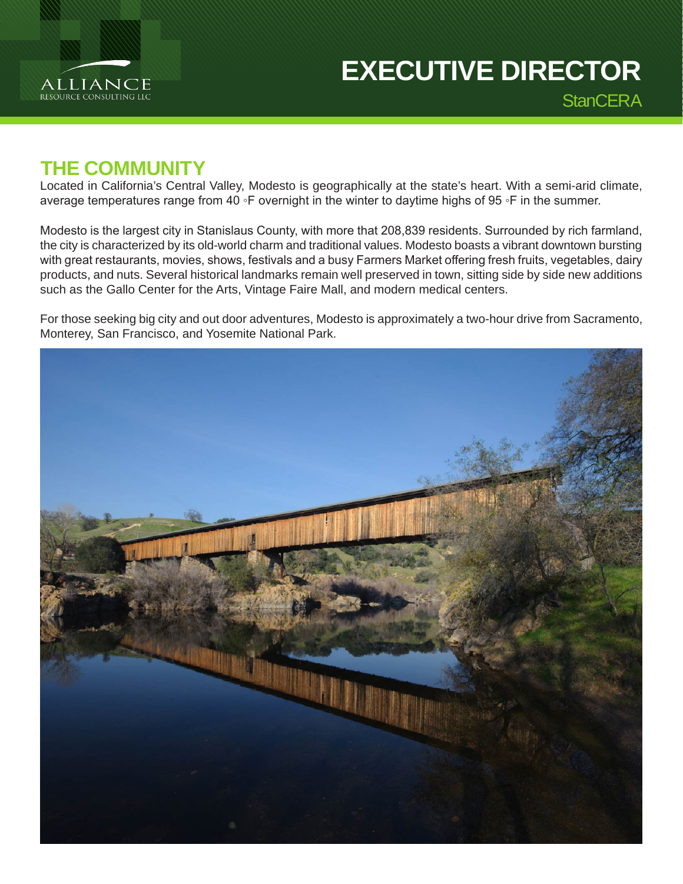# EXECUTIVE DIRECTOR

StanCERA

## THE COMMUNITY

Located in California's Central Valley, Modesto is geographically at the state's heart. With a semi-arid climate, average temperatures range from 40 ◦F overnight in the winter to daytime highs of 95 ◦F in the summer.

Modesto is the largest city in Stanislaus County, with more that 208,839 residents. Surrounded by rich farmland, the city is characterized by its old-world charm and traditional values. Modesto boasts a vibrant downtown bursting with great restaurants, movies, shows, festivals and a busy Farmers Market offering fresh fruits, vegetables, dairy products, and nuts. Several historical landmarks remain well preserved in town, sitting side by side new additions such as the Gallo Center for the Arts, Vintage Faire Mall, and modern medical centers.

For those seeking big city and out door adventures, Modesto is approximately a two-hour drive from Sacramento, Monterey, San Francisco, and Yosemite National Park.